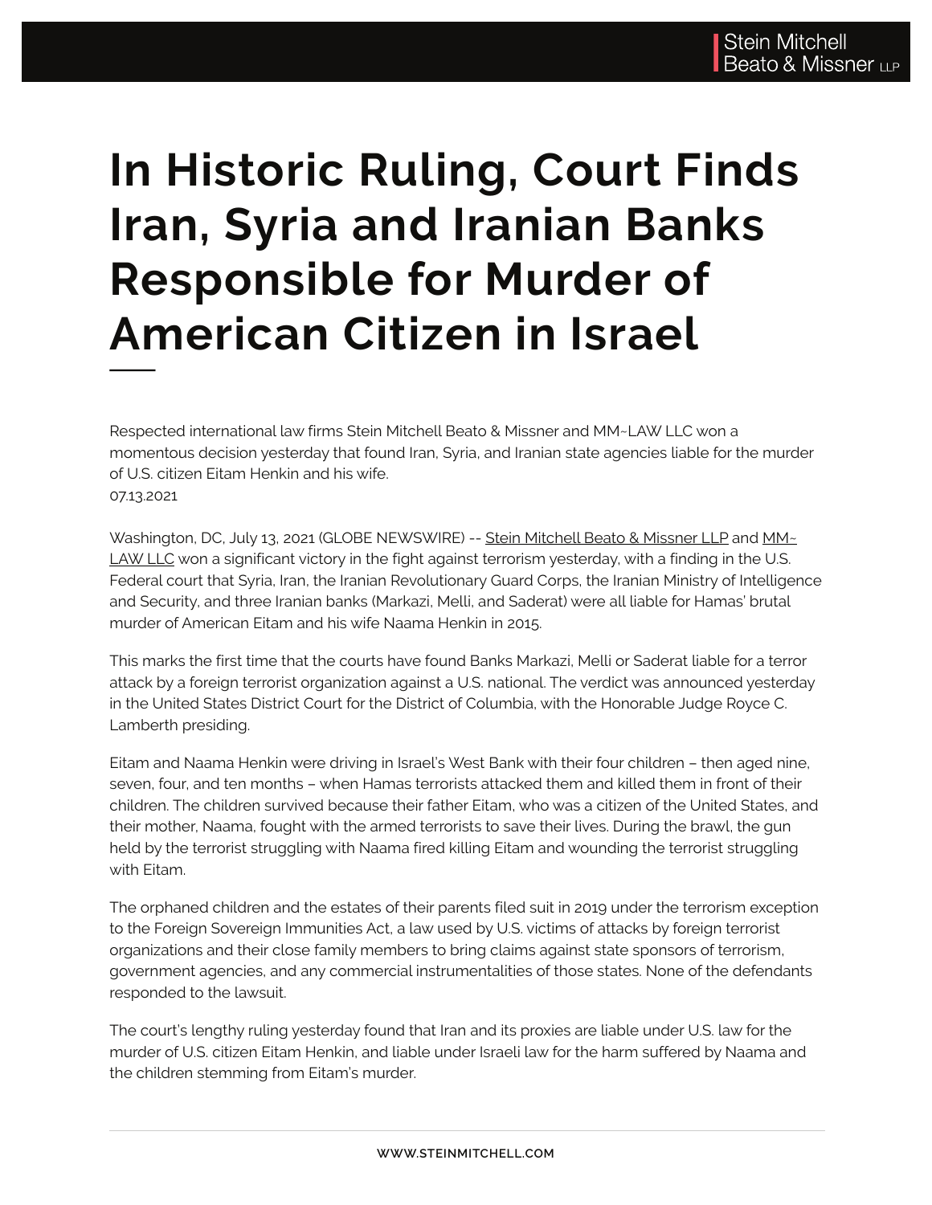# In Historic Ruling, Court Finds Iran, Syria and Iranian Banks Responsible for Murder of American Citizen in Israel

Respected international law firms Stein Mitchell Beato & Missner and MM~LAW LLC won a momentous decision yesterday that found Iran, Syria, and Iranian state agencies liable for the murder of U.S. citizen Eitam Henkin and his wife.

07.13.2021

Washington, DC, July 13, 2021 (GLOBE NEWSWIRE) -- Stein Mitchell Beato & Missner LLP and MM~LAW LLC won a significant victory in the fight against terrorism yesterday, with a finding in the U.S. Federal court that Syria, Iran, the Iranian Revolutionary Guard Corps, the Iranian Ministry of Intelligence and Security, and three Iranian banks (Markazi, Melli, and Saderat) were all liable for Hamas' brutal murder of American Eitam and his wife Naama Henkin in 2015.

This marks the first time that the courts have found Banks Markazi, Melli or Saderat liable for a terror attack by a foreign terrorist organization against a U.S. national. The verdict was announced yesterday in the United States District Court for the District of Columbia, with the Honorable Judge Royce C. Lamberth presiding.

Eitam and Naama Henkin were driving in Israel's West Bank with their four children – then aged nine, seven, four, and ten months – when Hamas terrorists attacked them and killed them in front of their children. The children survived because their father Eitam, who was a citizen of the United States, and their mother, Naama, fought with the armed terrorists to save their lives. During the brawl, the gun held by the terrorist struggling with Naama fired killing Eitam and wounding the terrorist struggling with Eitam.

The orphaned children and the estates of their parents filed suit in 2019 under the terrorism exception to the Foreign Sovereign Immunities Act, a law used by U.S. victims of attacks by foreign terrorist organizations and their close family members to bring claims against state sponsors of terrorism, government agencies, and any commercial instrumentalities of those states. None of the defendants responded to the lawsuit.

The court's lengthy ruling yesterday found that Iran and its proxies are liable under U.S. law for the murder of U.S. citizen Eitam Henkin, and liable under Israeli law for the harm suffered by Naama and the children stemming from Eitam's murder.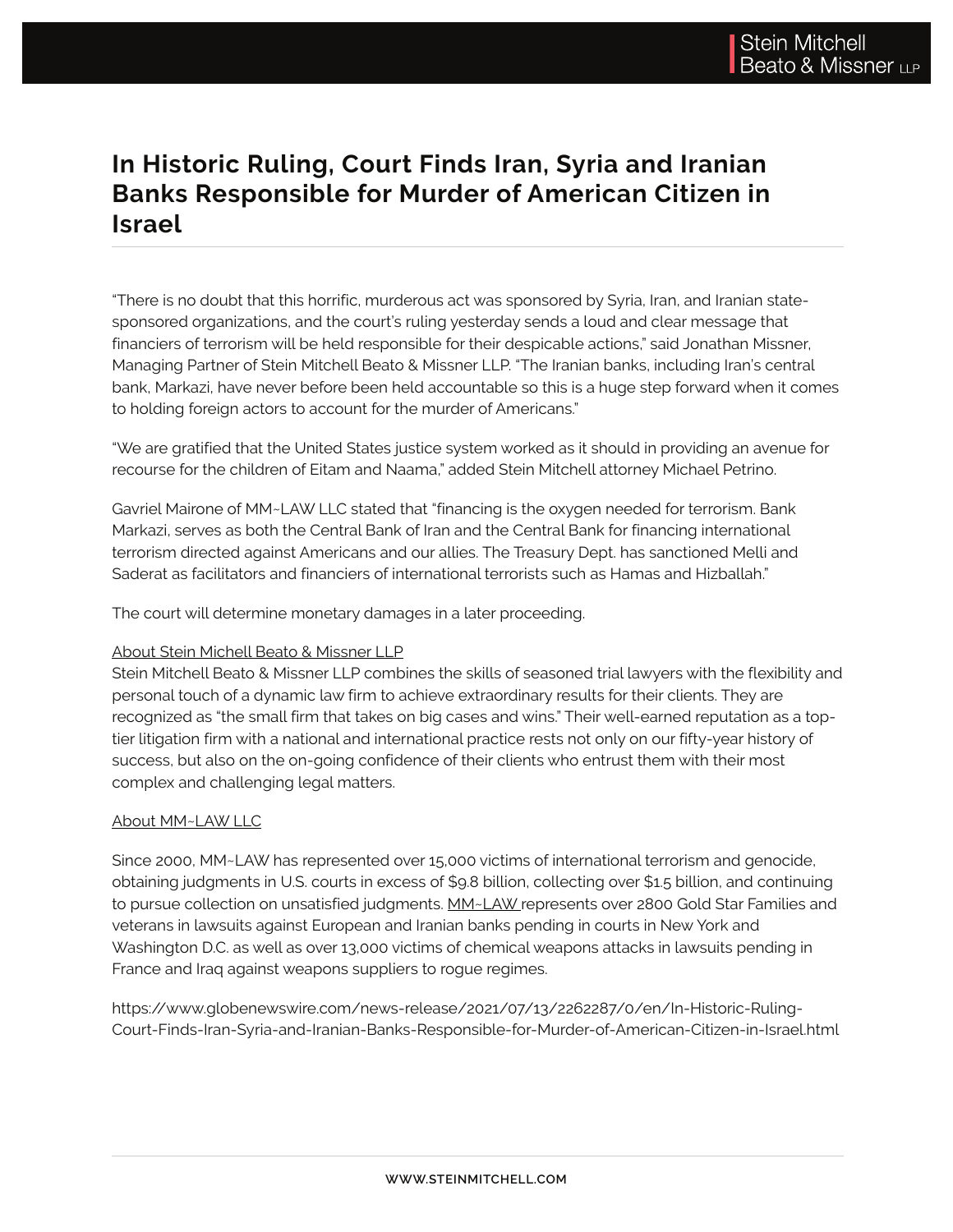# In Historic Ruling, Court Finds Iran, Syria and Iranian Banks Responsible for Murder of American Citizen in Israel

"There is no doubt that this horrific, murderous act was sponsored by Syria, Iran, and Iranian state-sponsored organizations, and the court's ruling yesterday sends a loud and clear message that financiers of terrorism will be held responsible for their despicable actions," said Jonathan Missner, Managing Partner of Stein Mitchell Beato & Missner LLP. "The Iranian banks, including Iran's central bank, Markazi, have never before been held accountable so this is a huge step forward when it comes to holding foreign actors to account for the murder of Americans."

"We are gratified that the United States justice system worked as it should in providing an avenue for recourse for the children of Eitam and Naama," added Stein Mitchell attorney Michael Petrino.

Gavriel Mairone of MM~LAW LLC stated that "financing is the oxygen needed for terrorism. Bank Markazi, serves as both the Central Bank of Iran and the Central Bank for financing international terrorism directed against Americans and our allies. The Treasury Dept. has sanctioned Melli and Saderat as facilitators and financiers of international terrorists such as Hamas and Hizballah."

The court will determine monetary damages in a later proceeding.

About Stein Michell Beato & Missner LLP

Stein Mitchell Beato & Missner LLP combines the skills of seasoned trial lawyers with the flexibility and personal touch of a dynamic law firm to achieve extraordinary results for their clients. They are recognized as "the small firm that takes on big cases and wins." Their well-earned reputation as a top-tier litigation firm with a national and international practice rests not only on our fifty-year history of success, but also on the on-going confidence of their clients who entrust them with their most complex and challenging legal matters.

About MM~LAW LLC

Since 2000, MM~LAW has represented over 15,000 victims of international terrorism and genocide, obtaining judgments in U.S. courts in excess of $9.8 billion, collecting over $1.5 billion, and continuing to pursue collection on unsatisfied judgments. MM~LAW represents over 2800 Gold Star Families and veterans in lawsuits against European and Iranian banks pending in courts in New York and Washington D.C. as well as over 13,000 victims of chemical weapons attacks in lawsuits pending in France and Iraq against weapons suppliers to rogue regimes.

https://www.globenewswire.com/news-release/2021/07/13/2262287/0/en/In-Historic-Ruling-Court-Finds-Iran-Syria-and-Iranian-Banks-Responsible-for-Murder-of-American-Citizen-in-Israel.html